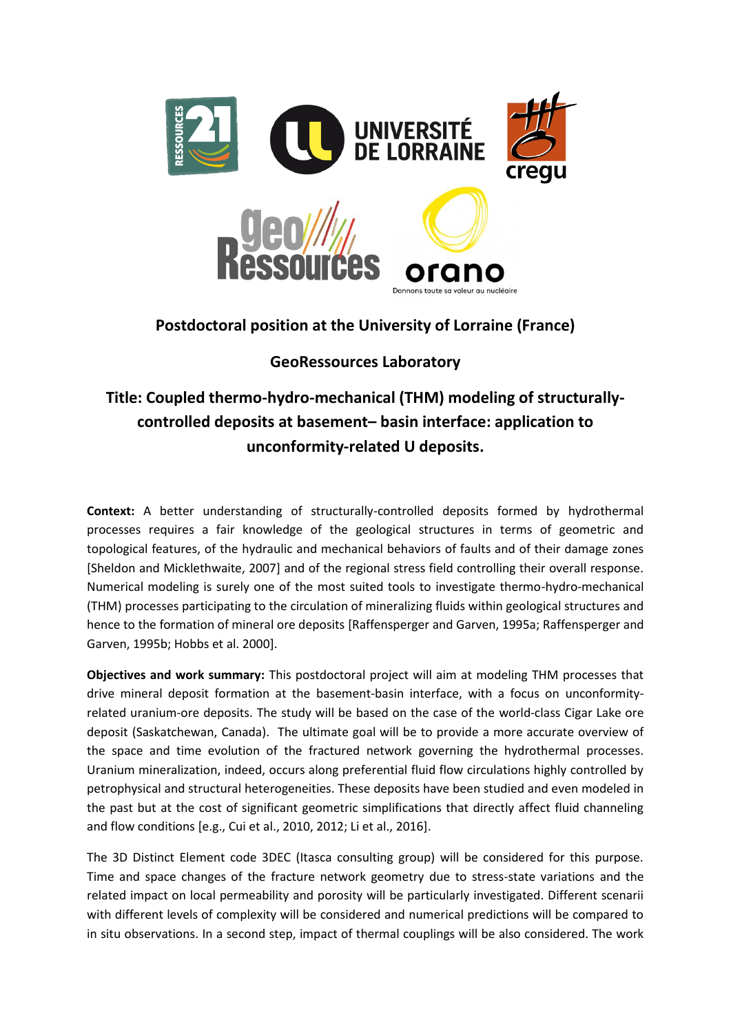**Postdoctoral position at the University of Lorraine (France)**

**GeoRessources Laboratory**

## Title: Coupled thermo-hydro-mechanical (THM) modeling of structurally-controlled deposits at basement– basin interface: application to unconformity-related U deposits.

**Context:** A better understanding of structurally-controlled deposits formed by hydrothermal processes requires a fair knowledge of the geological structures in terms of geometric and topological features, of the hydraulic and mechanical behaviors of faults and of their damage zones [Sheldon and Micklethwaite, 2007] and of the regional stress field controlling their overall response. Numerical modeling is surely one of the most suited tools to investigate thermo-hydro-mechanical (THM) processes participating to the circulation of mineralizing fluids within geological structures and hence to the formation of mineral ore deposits [Raffensperger and Garven, 1995a; Raffensperger and Garven, 1995b; Hobbs et al. 2000].

**Objectives and work summary:** This postdoctoral project will aim at modeling THM processes that drive mineral deposit formation at the basement-basin interface, with a focus on unconformity-related uranium-ore deposits. The study will be based on the case of the world-class Cigar Lake ore deposit (Saskatchewan, Canada). The ultimate goal will be to provide a more accurate overview of the space and time evolution of the fractured network governing the hydrothermal processes. Uranium mineralization, indeed, occurs along preferential fluid flow circulations highly controlled by petrophysical and structural heterogeneities. These deposits have been studied and even modeled in the past but at the cost of significant geometric simplifications that directly affect fluid channeling and flow conditions [e.g., Cui et al., 2010, 2012; Li et al., 2016].

The 3D Distinct Element code 3DEC (Itasca consulting group) will be considered for this purpose. Time and space changes of the fracture network geometry due to stress-state variations and the related impact on local permeability and porosity will be particularly investigated. Different scenarii with different levels of complexity will be considered and numerical predictions will be compared to in situ observations. In a second step, impact of thermal couplings will be also considered. The work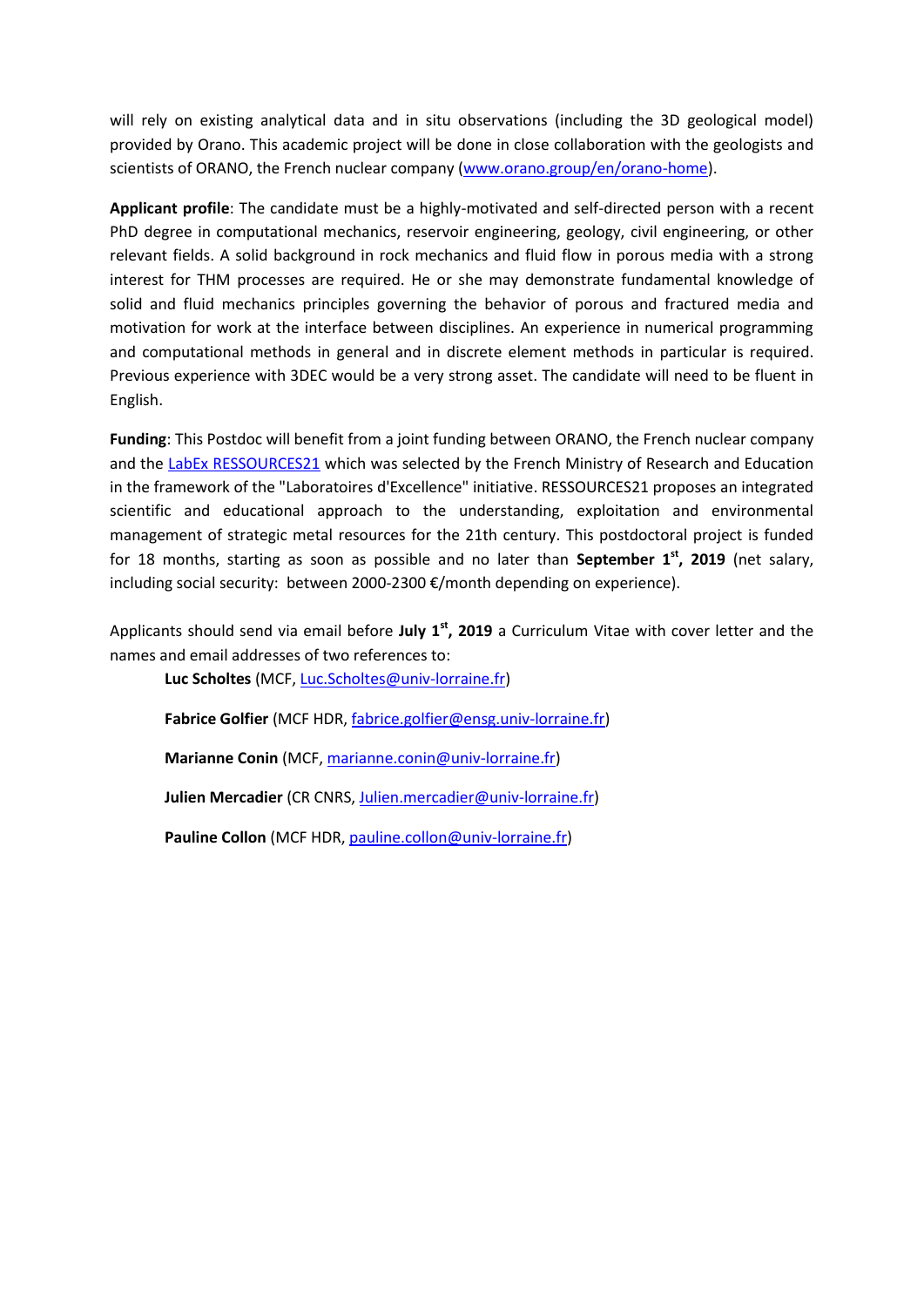will rely on existing analytical data and in situ observations (including the 3D geological model) provided by Orano. This academic project will be done in close collaboration with the geologists and scientists of ORANO, the French nuclear company (www.orano.group/en/orano-home).

**Applicant profile**: The candidate must be a highly-motivated and self-directed person with a recent PhD degree in computational mechanics, reservoir engineering, geology, civil engineering, or other relevant fields. A solid background in rock mechanics and fluid flow in porous media with a strong interest for THM processes are required. He or she may demonstrate fundamental knowledge of solid and fluid mechanics principles governing the behavior of porous and fractured media and motivation for work at the interface between disciplines. An experience in numerical programming and computational methods in general and in discrete element methods in particular is required. Previous experience with 3DEC would be a very strong asset. The candidate will need to be fluent in English.

**Funding**: This Postdoc will benefit from a joint funding between ORANO, the French nuclear company and the LabEx RESSOURCES21 which was selected by the French Ministry of Research and Education in the framework of the "Laboratoires d'Excellence" initiative. RESSOURCES21 proposes an integrated scientific and educational approach to the understanding, exploitation and environmental management of strategic metal resources for the 21th century. This postdoctoral project is funded for 18 months, starting as soon as possible and no later than **September 1st, 2019** (net salary, including social security: between 2000-2300 €/month depending on experience).

Applicants should send via email before **July 1st, 2019** a Curriculum Vitae with cover letter and the names and email addresses of two references to:

**Luc Scholtes** (MCF, Luc.Scholtes@univ-lorraine.fr)

**Fabrice Golfier** (MCF HDR, fabrice.golfier@ensg.univ-lorraine.fr)

**Marianne Conin** (MCF, marianne.conin@univ-lorraine.fr)

**Julien Mercadier** (CR CNRS, Julien.mercadier@univ-lorraine.fr)

**Pauline Collon** (MCF HDR, pauline.collon@univ-lorraine.fr)